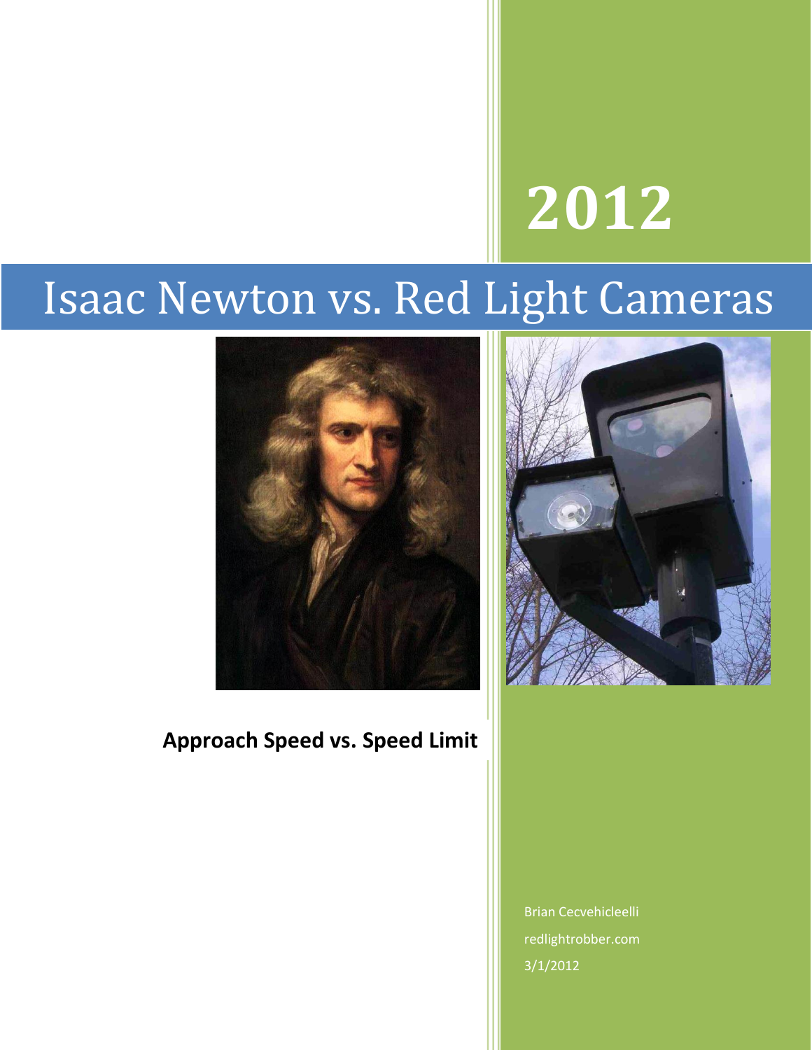# 2012

# Isaac Newton vs. Red Light Cameras

**Approach Speed vs. Speed Limit**

Brian Cecvehicleelli

redlightrobber.com

3/1/2012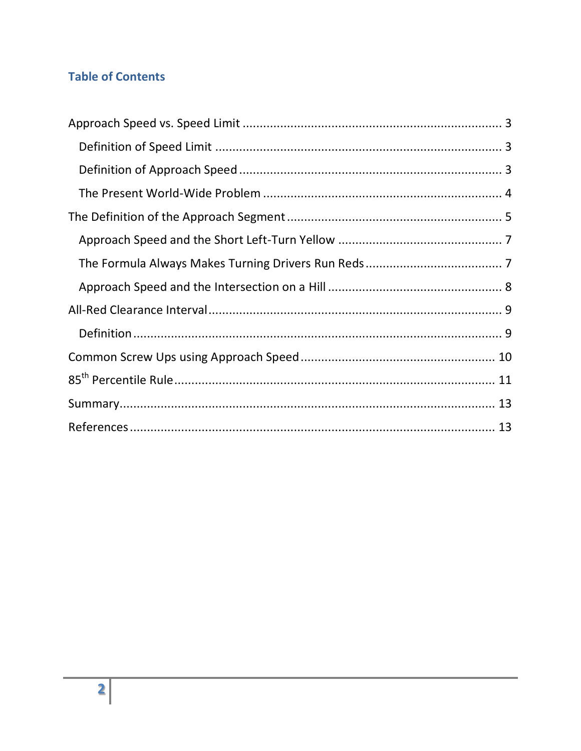## Table of Contents

- Approach Speed vs. Speed Limit ........ 3
  - Definition of Speed Limit ........ 3
  - Definition of Approach Speed ........ 3
  - The Present World-Wide Problem ........ 4
- The Definition of the Approach Segment ........ 5
  - Approach Speed and the Short Left-Turn Yellow ........ 7
  - The Formula Always Makes Turning Drivers Run Reds ........ 7
  - Approach Speed and the Intersection on a Hill ........ 8
- All-Red Clearance Interval ........ 9
  - Definition ........ 9
- Common Screw Ups using Approach Speed ........ 10
- $85^{th}$ Percentile Rule ........ 11
- Summary ........ 13
- References ........ 13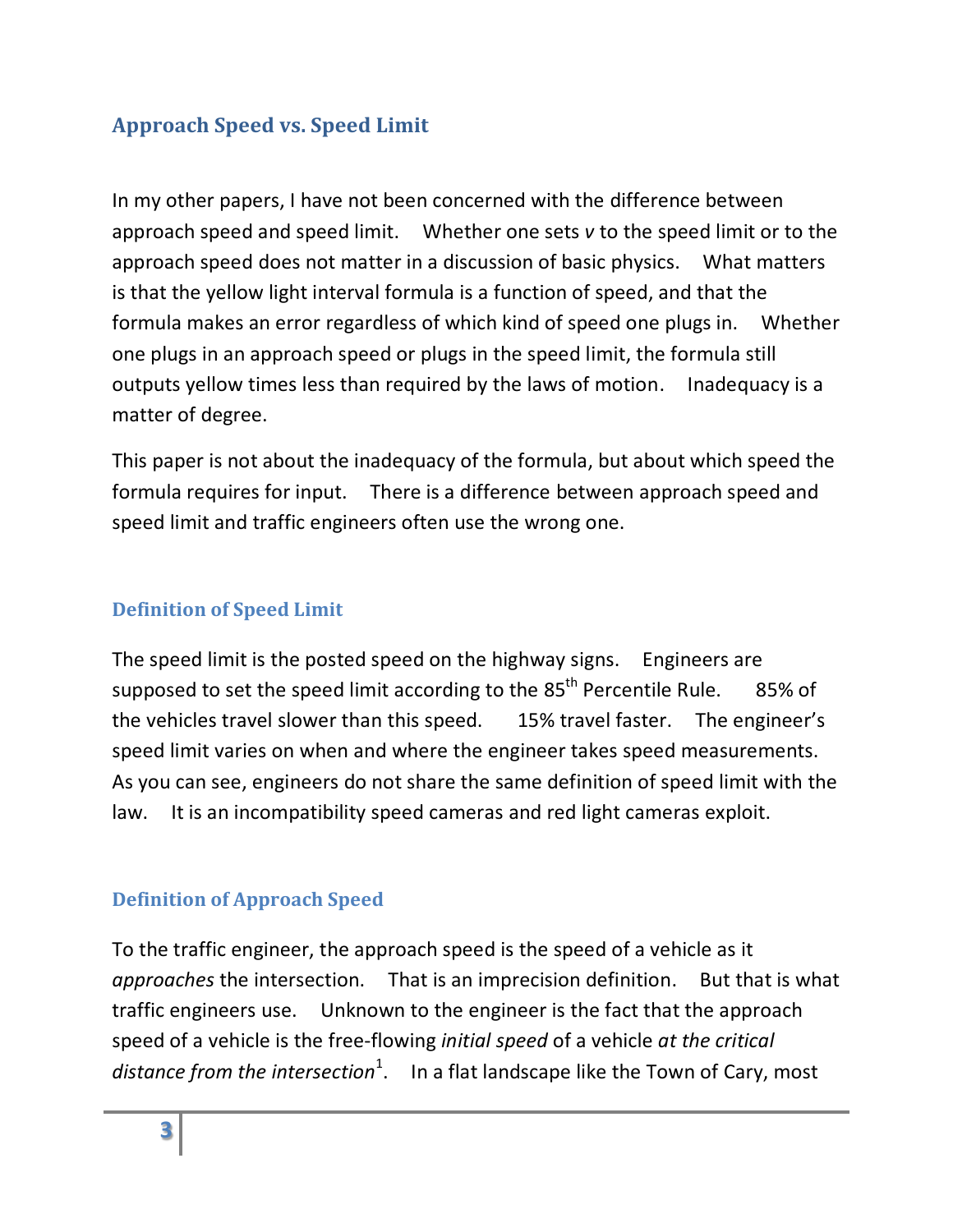## Approach Speed vs. Speed Limit

In my other papers, I have not been concerned with the difference between approach speed and speed limit. Whether one sets *v* to the speed limit or to the approach speed does not matter in a discussion of basic physics. What matters is that the yellow light interval formula is a function of speed, and that the formula makes an error regardless of which kind of speed one plugs in. Whether one plugs in an approach speed or plugs in the speed limit, the formula still outputs yellow times less than required by the laws of motion. Inadequacy is a matter of degree.

This paper is not about the inadequacy of the formula, but about which speed the formula requires for input. There is a difference between approach speed and speed limit and traffic engineers often use the wrong one.

### Definition of Speed Limit

The speed limit is the posted speed on the highway signs. Engineers are supposed to set the speed limit according to the 85th Percentile Rule. 85% of the vehicles travel slower than this speed. 15% travel faster. The engineer's speed limit varies on when and where the engineer takes speed measurements. As you can see, engineers do not share the same definition of speed limit with the law. It is an incompatibility speed cameras and red light cameras exploit.

### Definition of Approach Speed

To the traffic engineer, the approach speed is the speed of a vehicle as it *approaches* the intersection. That is an imprecision definition. But that is what traffic engineers use. Unknown to the engineer is the fact that the approach speed of a vehicle is the free-flowing *initial speed* of a vehicle *at the critical distance from the intersection*[1]. In a flat landscape like the Town of Cary, most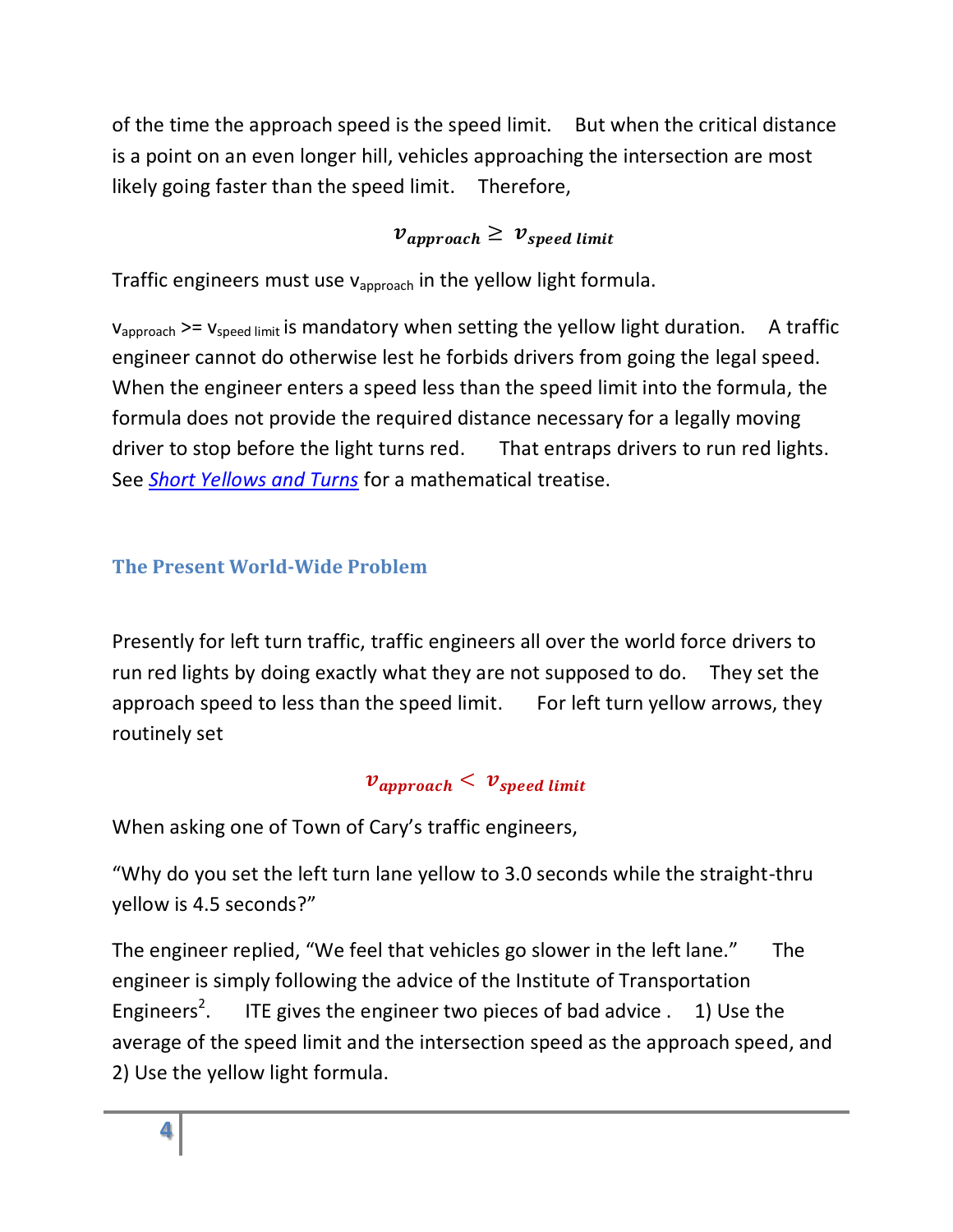of the time the approach speed is the speed limit. But when the critical distance is a point on an even longer hill, vehicles approaching the intersection are most likely going faster than the speed limit. Therefore,

$$v_{approach} \geq v_{speed\ limit}$$

Traffic engineers must use $v_{approach}$ in the yellow light formula.

$v_{approach}$ >= $v_{speed\ limit}$ is mandatory when setting the yellow light duration. A traffic engineer cannot do otherwise lest he forbids drivers from going the legal speed. When the engineer enters a speed less than the speed limit into the formula, the formula does not provide the required distance necessary for a legally moving driver to stop before the light turns red. That entraps drivers to run red lights. See *Short Yellows and Turns* for a mathematical treatise.

## The Present World-Wide Problem

Presently for left turn traffic, traffic engineers all over the world force drivers to run red lights by doing exactly what they are not supposed to do. They set the approach speed to less than the speed limit. For left turn yellow arrows, they routinely set

$$v_{approach} < v_{speed\ limit}$$

When asking one of Town of Cary's traffic engineers,

"Why do you set the left turn lane yellow to 3.0 seconds while the straight-thru yellow is 4.5 seconds?"

The engineer replied, "We feel that vehicles go slower in the left lane." The engineer is simply following the advice of the Institute of Transportation Engineers[2]. ITE gives the engineer two pieces of bad advice . 1) Use the average of the speed limit and the intersection speed as the approach speed, and 2) Use the yellow light formula.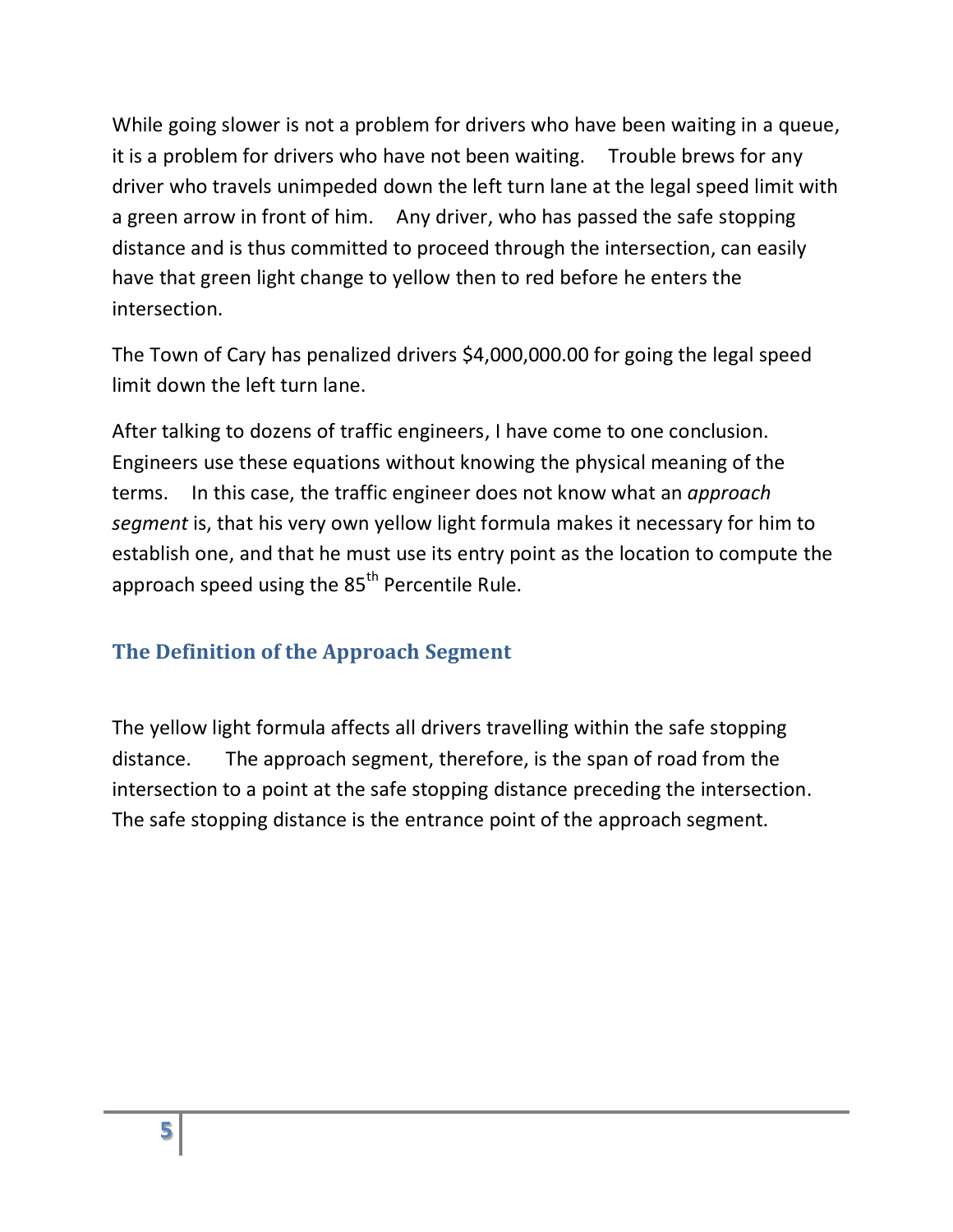While going slower is not a problem for drivers who have been waiting in a queue, it is a problem for drivers who have not been waiting. Trouble brews for any driver who travels unimpeded down the left turn lane at the legal speed limit with a green arrow in front of him. Any driver, who has passed the safe stopping distance and is thus committed to proceed through the intersection, can easily have that green light change to yellow then to red before he enters the intersection.

The Town of Cary has penalized drivers $4,000,000.00 for going the legal speed limit down the left turn lane.

After talking to dozens of traffic engineers, I have come to one conclusion. Engineers use these equations without knowing the physical meaning of the terms. In this case, the traffic engineer does not know what an *approach segment* is, that his very own yellow light formula makes it necessary for him to establish one, and that he must use its entry point as the location to compute the approach speed using the 85th Percentile Rule.

## The Definition of the Approach Segment

The yellow light formula affects all drivers travelling within the safe stopping distance. The approach segment, therefore, is the span of road from the intersection to a point at the safe stopping distance preceding the intersection. The safe stopping distance is the entrance point of the approach segment.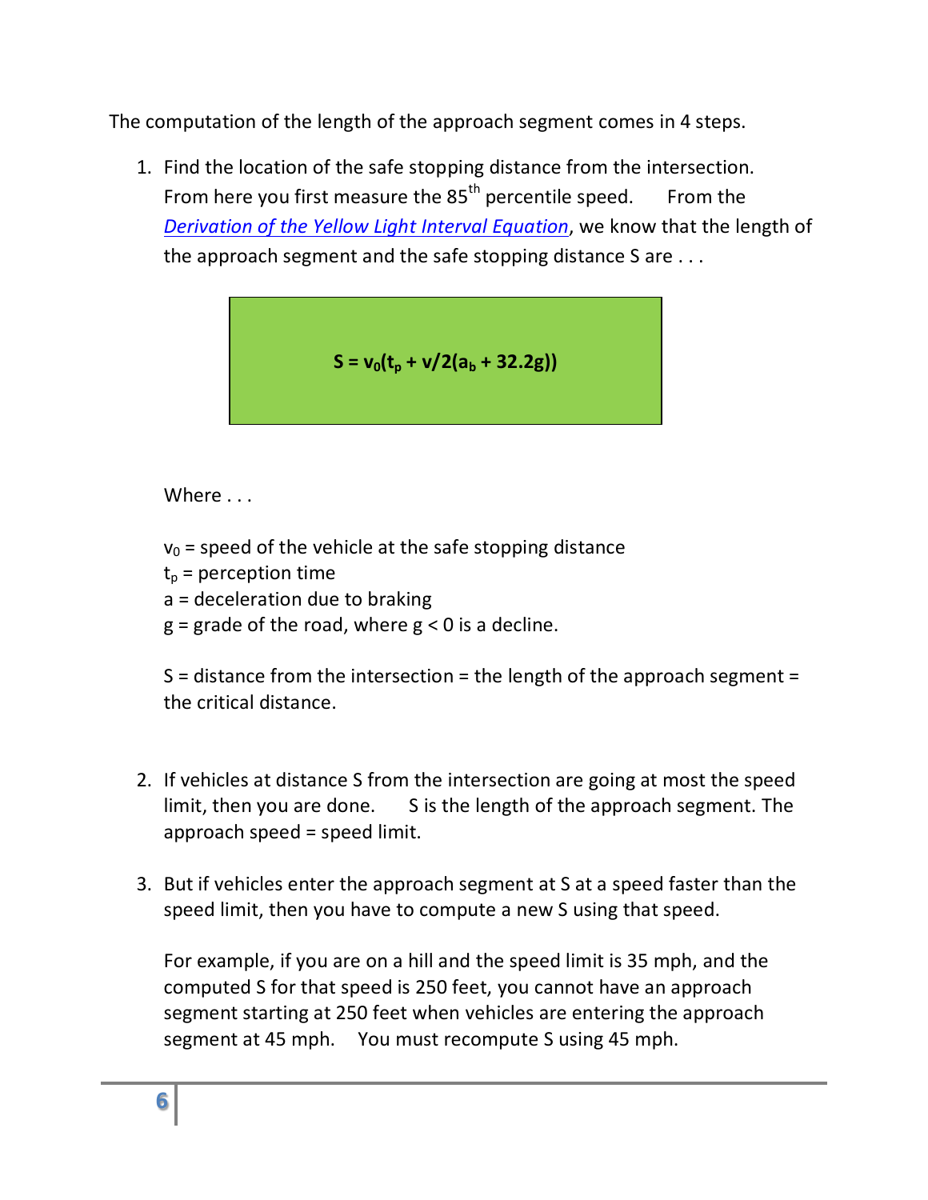The computation of the length of the approach segment comes in 4 steps.

1. Find the location of the safe stopping distance from the intersection. From here you first measure the 85th percentile speed. From the *Derivation of the Yellow Light Interval Equation*, we know that the length of the approach segment and the safe stopping distance S are . . .

   $$S = v_0(t_p + v/2(a_b + 32.2g))$$

   Where . . .

   $v_0$ = speed of the vehicle at the safe stopping distance
   $t_p$ = perception time
   a = deceleration due to braking
   g = grade of the road, where $g < 0$ is a decline.

   S = distance from the intersection = the length of the approach segment = the critical distance.

2. If vehicles at distance S from the intersection are going at most the speed limit, then you are done. S is the length of the approach segment. The approach speed = speed limit.

3. But if vehicles enter the approach segment at S at a speed faster than the speed limit, then you have to compute a new S using that speed.

   For example, if you are on a hill and the speed limit is 35 mph, and the computed S for that speed is 250 feet, you cannot have an approach segment starting at 250 feet when vehicles are entering the approach segment at 45 mph. You must recompute S using 45 mph.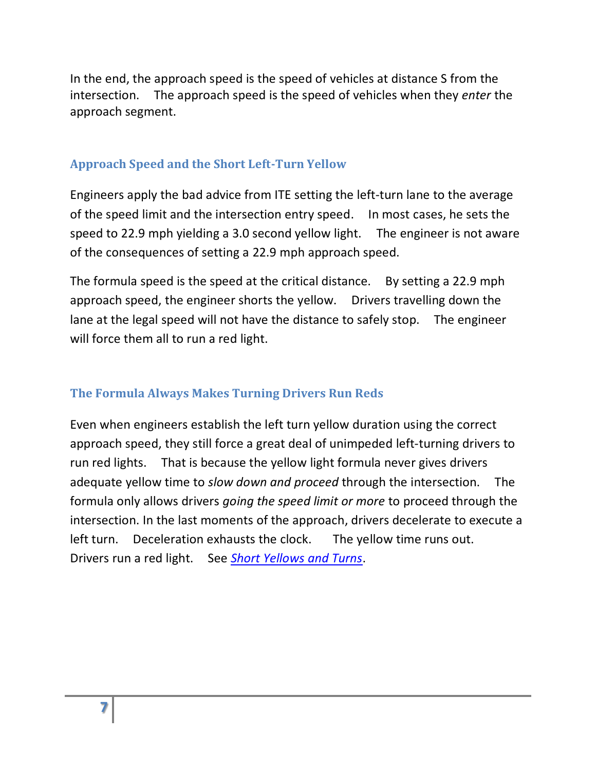In the end, the approach speed is the speed of vehicles at distance S from the intersection. The approach speed is the speed of vehicles when they *enter* the approach segment.

## Approach Speed and the Short Left-Turn Yellow

Engineers apply the bad advice from ITE setting the left-turn lane to the average of the speed limit and the intersection entry speed. In most cases, he sets the speed to 22.9 mph yielding a 3.0 second yellow light. The engineer is not aware of the consequences of setting a 22.9 mph approach speed.

The formula speed is the speed at the critical distance. By setting a 22.9 mph approach speed, the engineer shorts the yellow. Drivers travelling down the lane at the legal speed will not have the distance to safely stop. The engineer will force them all to run a red light.

## The Formula Always Makes Turning Drivers Run Reds

Even when engineers establish the left turn yellow duration using the correct approach speed, they still force a great deal of unimpeded left-turning drivers to run red lights. That is because the yellow light formula never gives drivers adequate yellow time to *slow down and proceed* through the intersection. The formula only allows drivers *going the speed limit or more* to proceed through the intersection. In the last moments of the approach, drivers decelerate to execute a left turn. Deceleration exhausts the clock. The yellow time runs out. Drivers run a red light. See *Short Yellows and Turns*.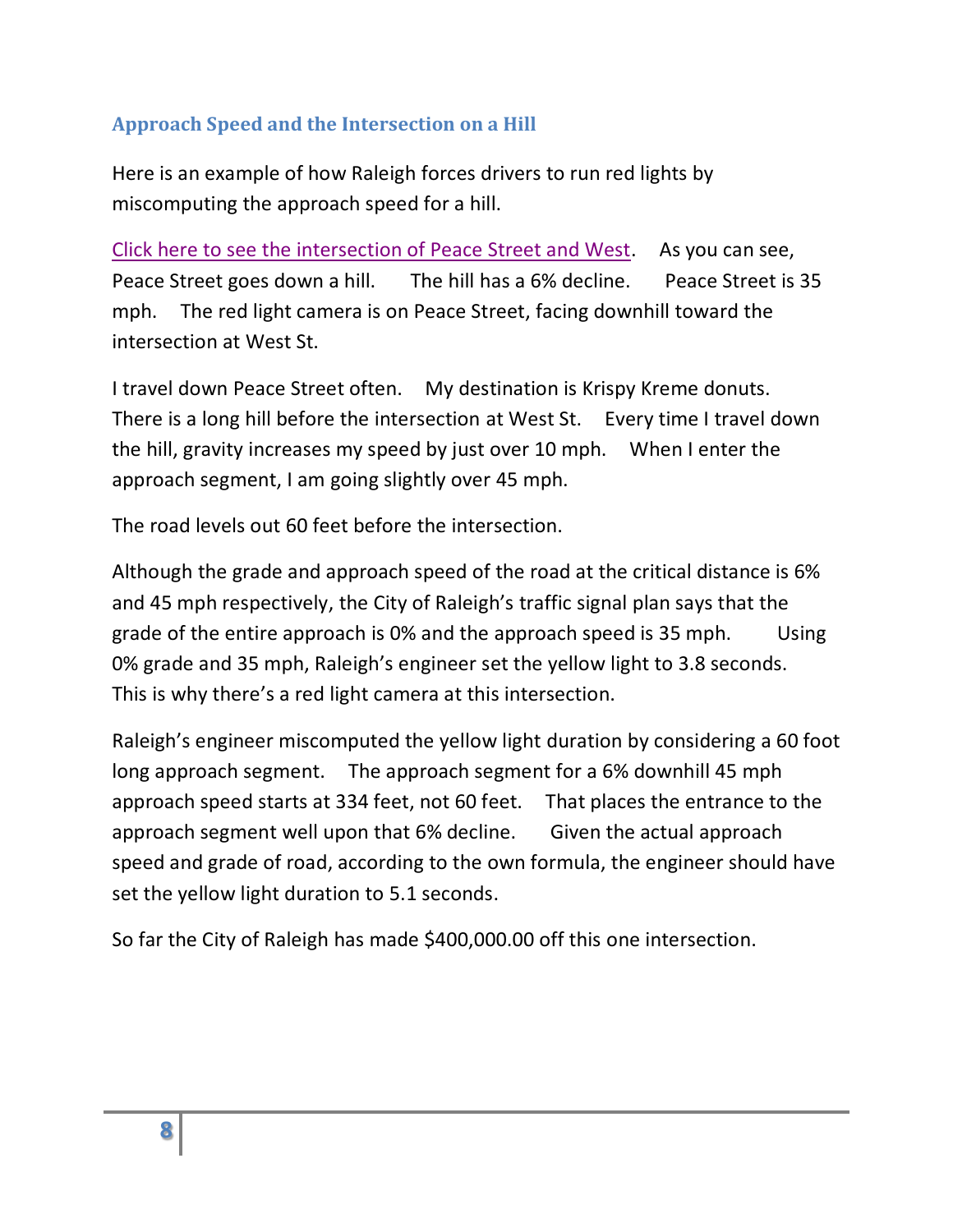## Approach Speed and the Intersection on a Hill

Here is an example of how Raleigh forces drivers to run red lights by miscomputing the approach speed for a hill.

Click here to see the intersection of Peace Street and West. As you can see, Peace Street goes down a hill. The hill has a 6% decline. Peace Street is 35 mph. The red light camera is on Peace Street, facing downhill toward the intersection at West St.

I travel down Peace Street often. My destination is Krispy Kreme donuts. There is a long hill before the intersection at West St. Every time I travel down the hill, gravity increases my speed by just over 10 mph. When I enter the approach segment, I am going slightly over 45 mph.

The road levels out 60 feet before the intersection.

Although the grade and approach speed of the road at the critical distance is 6% and 45 mph respectively, the City of Raleigh's traffic signal plan says that the grade of the entire approach is 0% and the approach speed is 35 mph. Using 0% grade and 35 mph, Raleigh's engineer set the yellow light to 3.8 seconds. This is why there's a red light camera at this intersection.

Raleigh's engineer miscomputed the yellow light duration by considering a 60 foot long approach segment. The approach segment for a 6% downhill 45 mph approach speed starts at 334 feet, not 60 feet. That places the entrance to the approach segment well upon that 6% decline. Given the actual approach speed and grade of road, according to the own formula, the engineer should have set the yellow light duration to 5.1 seconds.

So far the City of Raleigh has made $400,000.00 off this one intersection.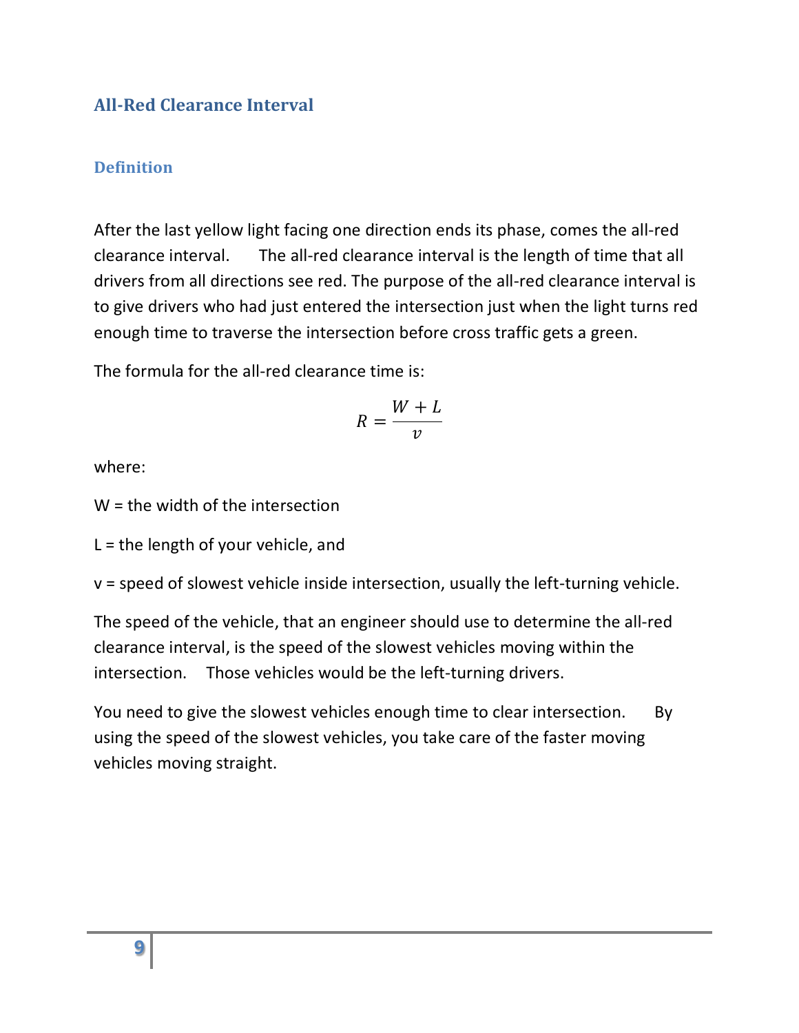## All-Red Clearance Interval

### Definition

After the last yellow light facing one direction ends its phase, comes the all-red clearance interval. The all-red clearance interval is the length of time that all drivers from all directions see red. The purpose of the all-red clearance interval is to give drivers who had just entered the intersection just when the light turns red enough time to traverse the intersection before cross traffic gets a green.

The formula for the all-red clearance time is:

$$R = \frac{W + L}{v}$$

where:

W = the width of the intersection

L = the length of your vehicle, and

v = speed of slowest vehicle inside intersection, usually the left-turning vehicle.

The speed of the vehicle, that an engineer should use to determine the all-red clearance interval, is the speed of the slowest vehicles moving within the intersection. Those vehicles would be the left-turning drivers.

You need to give the slowest vehicles enough time to clear intersection. By using the speed of the slowest vehicles, you take care of the faster moving vehicles moving straight.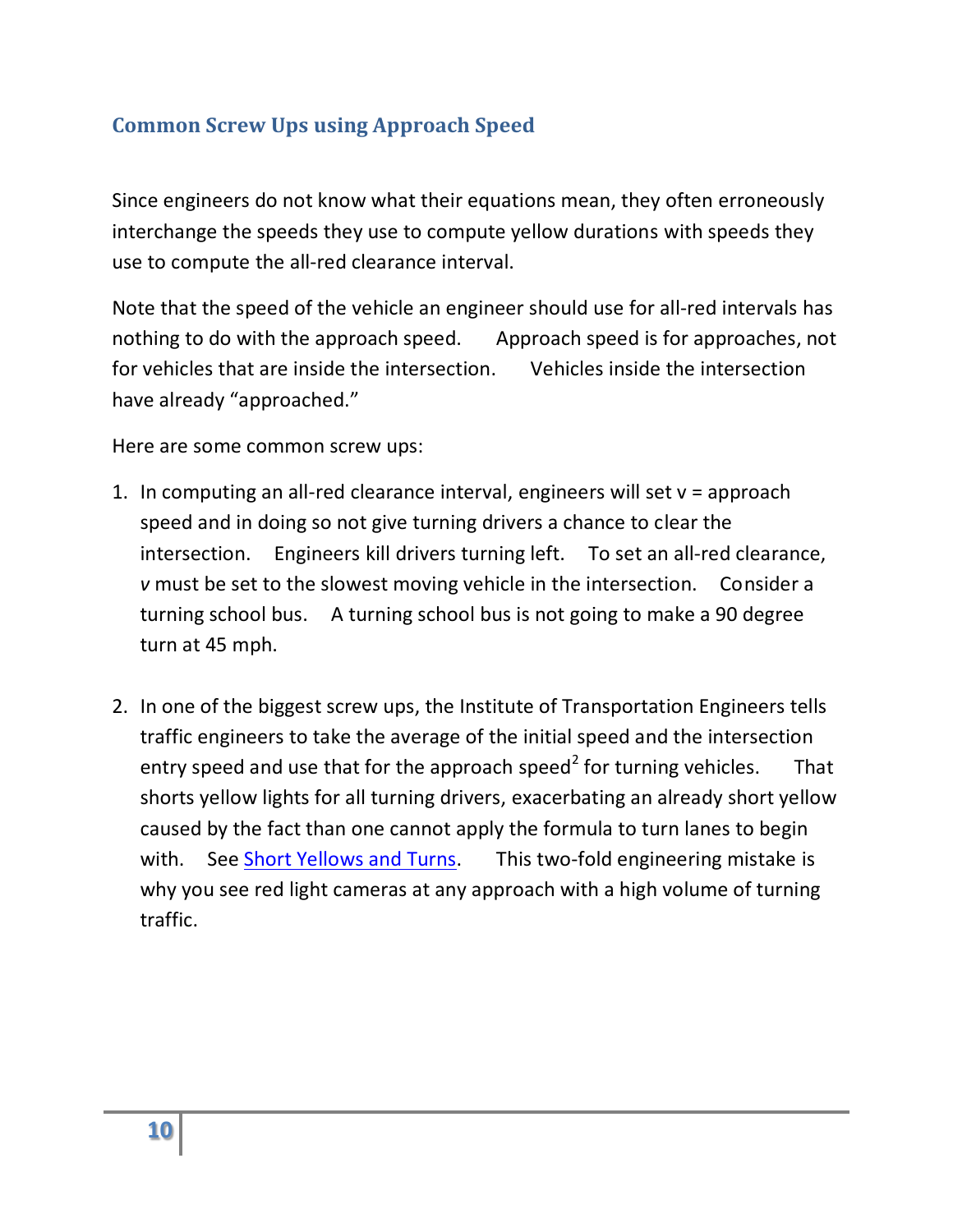## Common Screw Ups using Approach Speed

Since engineers do not know what their equations mean, they often erroneously interchange the speeds they use to compute yellow durations with speeds they use to compute the all-red clearance interval.

Note that the speed of the vehicle an engineer should use for all-red intervals has nothing to do with the approach speed. Approach speed is for approaches, not for vehicles that are inside the intersection. Vehicles inside the intersection have already "approached."

Here are some common screw ups:

1. In computing an all-red clearance interval, engineers will set $v$ = approach speed and in doing so not give turning drivers a chance to clear the intersection. Engineers kill drivers turning left. To set an all-red clearance, *v* must be set to the slowest moving vehicle in the intersection. Consider a turning school bus. A turning school bus is not going to make a 90 degree turn at 45 mph.

2. In one of the biggest screw ups, the Institute of Transportation Engineers tells traffic engineers to take the average of the initial speed and the intersection entry speed and use that for the approach speed[2] for turning vehicles. That shorts yellow lights for all turning drivers, exacerbating an already short yellow caused by the fact than one cannot apply the formula to turn lanes to begin with. See [Short Yellows and Turns](). This two-fold engineering mistake is why you see red light cameras at any approach with a high volume of turning traffic.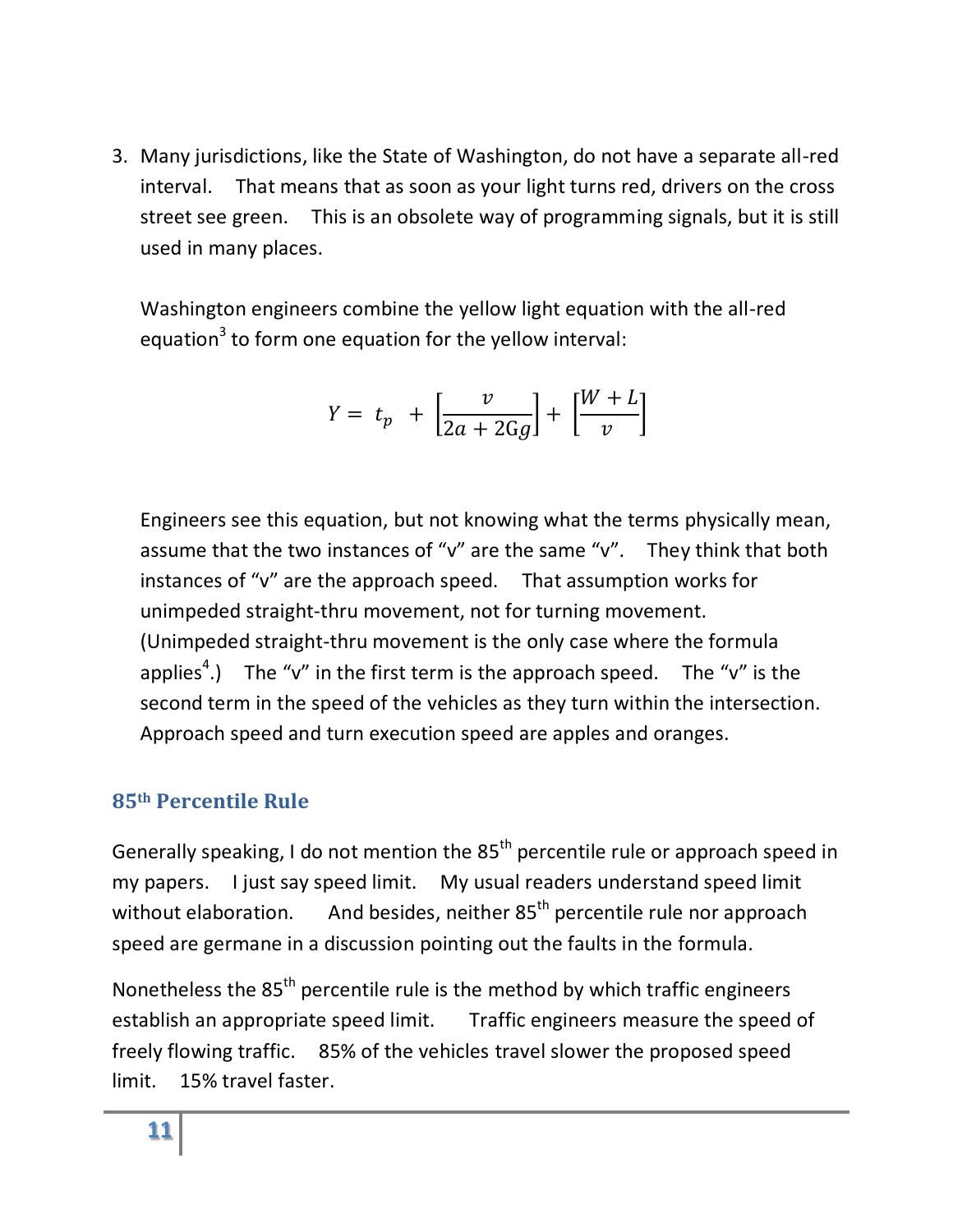3. Many jurisdictions, like the State of Washington, do not have a separate all-red interval. That means that as soon as your light turns red, drivers on the cross street see green. This is an obsolete way of programming signals, but it is still used in many places.

   Washington engineers combine the yellow light equation with the all-red equation[3] to form one equation for the yellow interval:

   $$Y = t_p + \left[\frac{v}{2a + 2Gg}\right] + \left[\frac{W + L}{v}\right]$$

   Engineers see this equation, but not knowing what the terms physically mean, assume that the two instances of "v" are the same "v". They think that both instances of "v" are the approach speed. That assumption works for unimpeded straight-thru movement, not for turning movement. (Unimpeded straight-thru movement is the only case where the formula applies[4].) The "v" in the first term is the approach speed. The "v" is the second term in the speed of the vehicles as they turn within the intersection. Approach speed and turn execution speed are apples and oranges.

## 85th Percentile Rule

Generally speaking, I do not mention the 85th percentile rule or approach speed in my papers. I just say speed limit. My usual readers understand speed limit without elaboration. And besides, neither 85th percentile rule nor approach speed are germane in a discussion pointing out the faults in the formula.

Nonetheless the 85th percentile rule is the method by which traffic engineers establish an appropriate speed limit. Traffic engineers measure the speed of freely flowing traffic. 85% of the vehicles travel slower the proposed speed limit. 15% travel faster.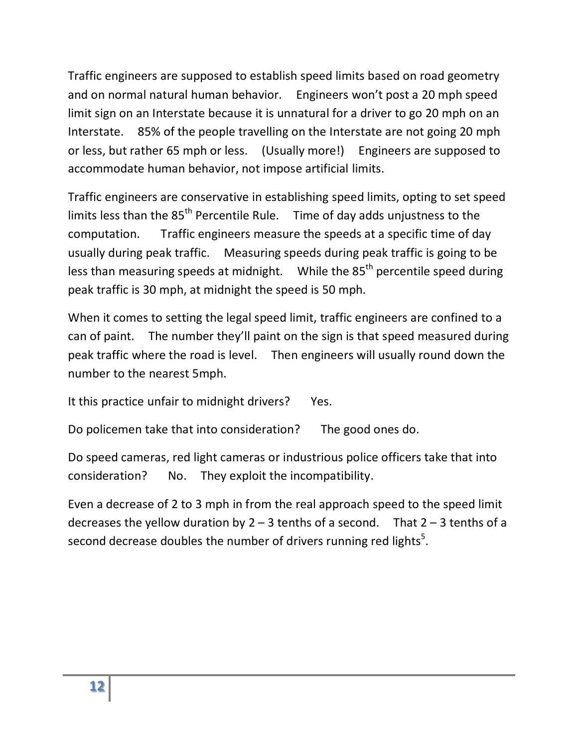Traffic engineers are supposed to establish speed limits based on road geometry and on normal natural human behavior. Engineers won't post a 20 mph speed limit sign on an Interstate because it is unnatural for a driver to go 20 mph on an Interstate. 85% of the people travelling on the Interstate are not going 20 mph or less, but rather 65 mph or less. (Usually more!) Engineers are supposed to accommodate human behavior, not impose artificial limits.

Traffic engineers are conservative in establishing speed limits, opting to set speed limits less than the 85th Percentile Rule. Time of day adds unjustness to the computation. Traffic engineers measure the speeds at a specific time of day usually during peak traffic. Measuring speeds during peak traffic is going to be less than measuring speeds at midnight. While the 85th percentile speed during peak traffic is 30 mph, at midnight the speed is 50 mph.

When it comes to setting the legal speed limit, traffic engineers are confined to a can of paint. The number they'll paint on the sign is that speed measured during peak traffic where the road is level. Then engineers will usually round down the number to the nearest 5mph.

It this practice unfair to midnight drivers? Yes.

Do policemen take that into consideration? The good ones do.

Do speed cameras, red light cameras or industrious police officers take that into consideration? No. They exploit the incompatibility.

Even a decrease of 2 to 3 mph in from the real approach speed to the speed limit decreases the yellow duration by 2 – 3 tenths of a second. That 2 – 3 tenths of a second decrease doubles the number of drivers running red lights[5].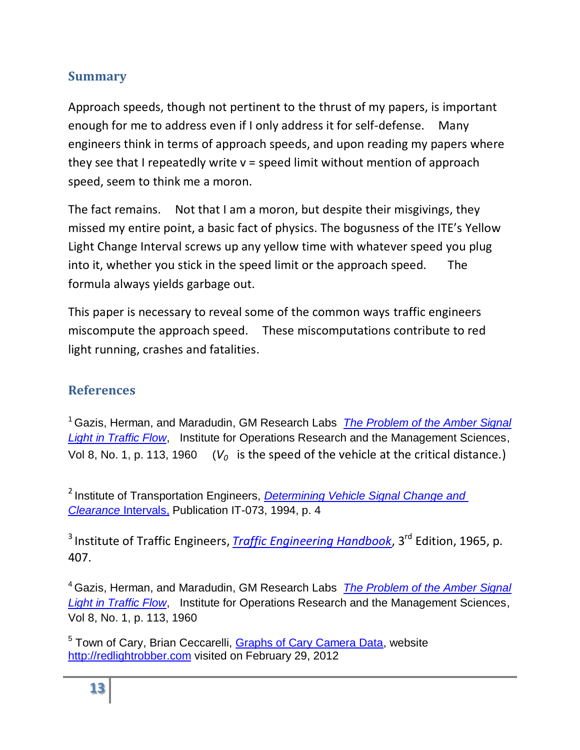## Summary

Approach speeds, though not pertinent to the thrust of my papers, is important enough for me to address even if I only address it for self-defense. Many engineers think in terms of approach speeds, and upon reading my papers where they see that I repeatedly write v = speed limit without mention of approach speed, seem to think me a moron.

The fact remains. Not that I am a moron, but despite their misgivings, they missed my entire point, a basic fact of physics. The bogusness of the ITE's Yellow Light Change Interval screws up any yellow time with whatever speed you plug into it, whether you stick in the speed limit or the approach speed. The formula always yields garbage out.

This paper is necessary to reveal some of the common ways traffic engineers miscompute the approach speed. These miscomputations contribute to red light running, crashes and fatalities.

## References

[1] Gazis, Herman, and Maradudin, GM Research Labs *The Problem of the Amber Signal Light in Traffic Flow*, Institute for Operations Research and the Management Sciences, Vol 8, No. 1, p. 113, 1960 ($V_0$ is the speed of the vehicle at the critical distance.)

[2] Institute of Transportation Engineers, *Determining Vehicle Signal Change and Clearance Intervals,* Publication IT-073, 1994, p. 4

[3] Institute of Traffic Engineers, *Traffic Engineering Handbook*, 3rd Edition, 1965, p. 407.

[4] Gazis, Herman, and Maradudin, GM Research Labs *The Problem of the Amber Signal Light in Traffic Flow*, Institute for Operations Research and the Management Sciences, Vol 8, No. 1, p. 113, 1960

[5] Town of Cary, Brian Ceccarelli, Graphs of Cary Camera Data, website http://redlightrobber.com visited on February 29, 2012